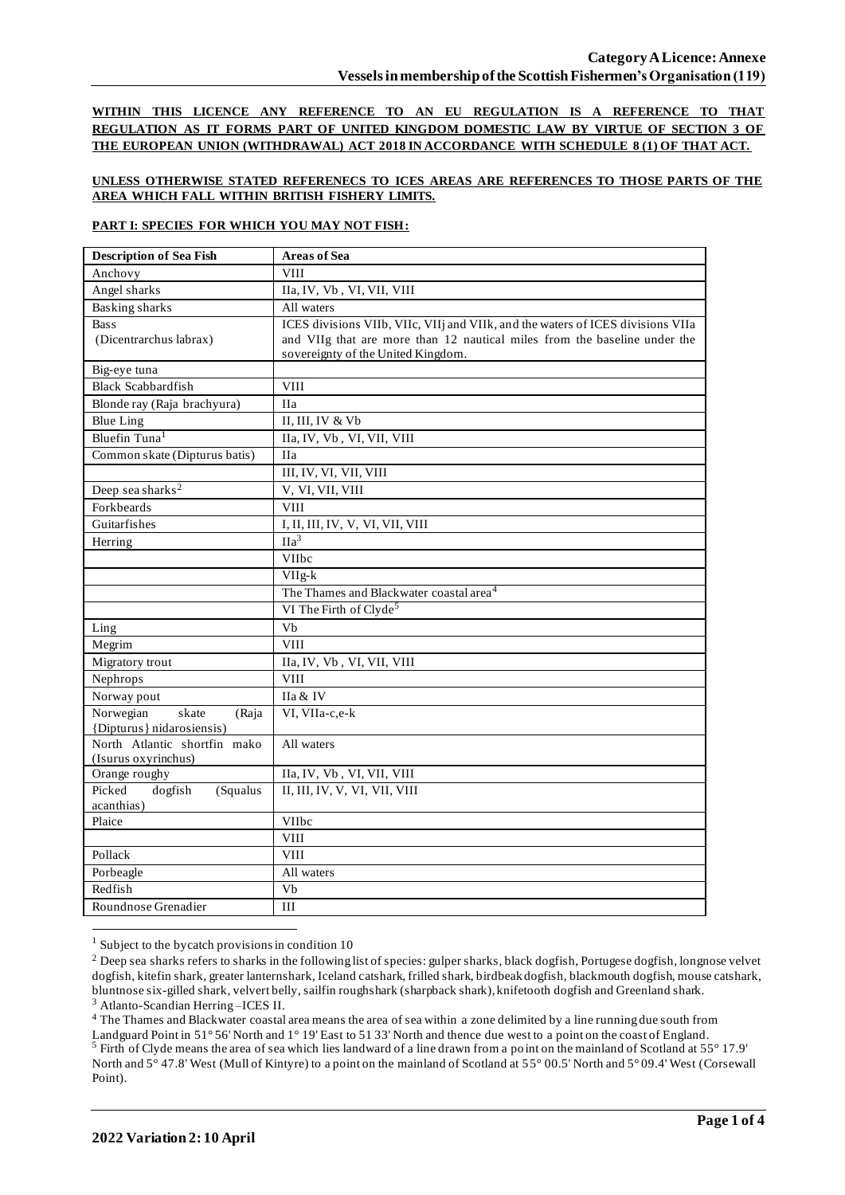**Category A Licence: Annexe**
**Vessels in membership of the Scottish Fishermen's Organisation (119)**

**WITHIN THIS LICENCE ANY REFERENCE TO AN EU REGULATION IS A REFERENCE TO THAT REGULATION AS IT FORMS PART OF UNITED KINGDOM DOMESTIC LAW BY VIRTUE OF SECTION 3 OF THE EUROPEAN UNION (WITHDRAWAL) ACT 2018 IN ACCORDANCE WITH SCHEDULE 8 (1) OF THAT ACT.**

**UNLESS OTHERWISE STATED REFERENECS TO ICES AREAS ARE REFERENCES TO THOSE PARTS OF THE AREA WHICH FALL WITHIN BRITISH FISHERY LIMITS.**

**PART I: SPECIES FOR WHICH YOU MAY NOT FISH:**

| Description of Sea Fish | Areas of Sea |
|---|---|
| Anchovy | VIII |
| Angel sharks | IIa, IV, Vb , VI, VII, VIII |
| Basking sharks | All waters |
| Bass (Dicentrarchus labrax) | ICES divisions VIIb, VIIc, VIIj and VIIk, and the waters of ICES divisions VIIa and VIIg that are more than 12 nautical miles from the baseline under the sovereignty of the United Kingdom. |
| Big-eye tuna | |
| Black Scabbardfish | VIII |
| Blonde ray (Raja brachyura) | IIa |
| Blue Ling | II, III, IV & Vb |
| Bluefin Tuna[1] | IIa, IV, Vb , VI, VII, VIII |
| Common skate (Dipturus batis) | IIa |
| | III, IV, VI, VII, VIII |
| Deep sea sharks[2] | V, VI, VII, VIII |
| Forkbeards | VIII |
| Guitarfishes | I, II, III, IV, V, VI, VII, VIII |
| Herring | IIa[3] |
| | VIIbc |
| | VIIg-k |
| | The Thames and Blackwater coastal area[4] |
| | VI The Firth of Clyde[5] |
| Ling | Vb |
| Megrim | VIII |
| Migratory trout | IIa, IV, Vb , VI, VII, VIII |
| Nephrops | VIII |
| Norway pout | IIa & IV |
| Norwegian skate (Raja {Dipturus} nidarosiensis) | VI, VIIa-c,e-k |
| North Atlantic shortfin mako (Isurus oxyrinchus) | All waters |
| Orange roughy | IIa, IV, Vb , VI, VII, VIII |
| Picked dogfish (Squalus acanthias) | II, III, IV, V, VI, VII, VIII |
| Plaice | VIIbc |
| | VIII |
| Pollack | VIII |
| Porbeagle | All waters |
| Redfish | Vb |
| Roundnose Grenadier | III |

[1] Subject to the bycatch provisions in condition 10

[2] Deep sea sharks refers to sharks in the following list of species: gulper sharks, black dogfish, Portugese dogfish, longnose velvet dogfish, kitefin shark, greater lanternshark, Iceland catshark, frilled shark, birdbeak dogfish, blackmouth dogfish, mouse catshark, bluntnose six-gilled shark, velvert belly, sailfin roughshark (sharpback shark), knifetooth dogfish and Greenland shark.

[3] Atlanto-Scandian Herring –ICES II.

[4] The Thames and Blackwater coastal area means the area of sea within a zone delimited by a line running due south from Landguard Point in 51° 56' North and 1° 19' East to 51 33' North and thence due west to a point on the coast of England.

[5] Firth of Clyde means the area of sea which lies landward of a line drawn from a point on the mainland of Scotland at 55° 17.9' North and 5° 47.8' West (Mull of Kintyre) to a point on the mainland of Scotland at 55° 00.5' North and 5° 09.4' West (Corsewall Point).

**2022 Variation 2: 10 April**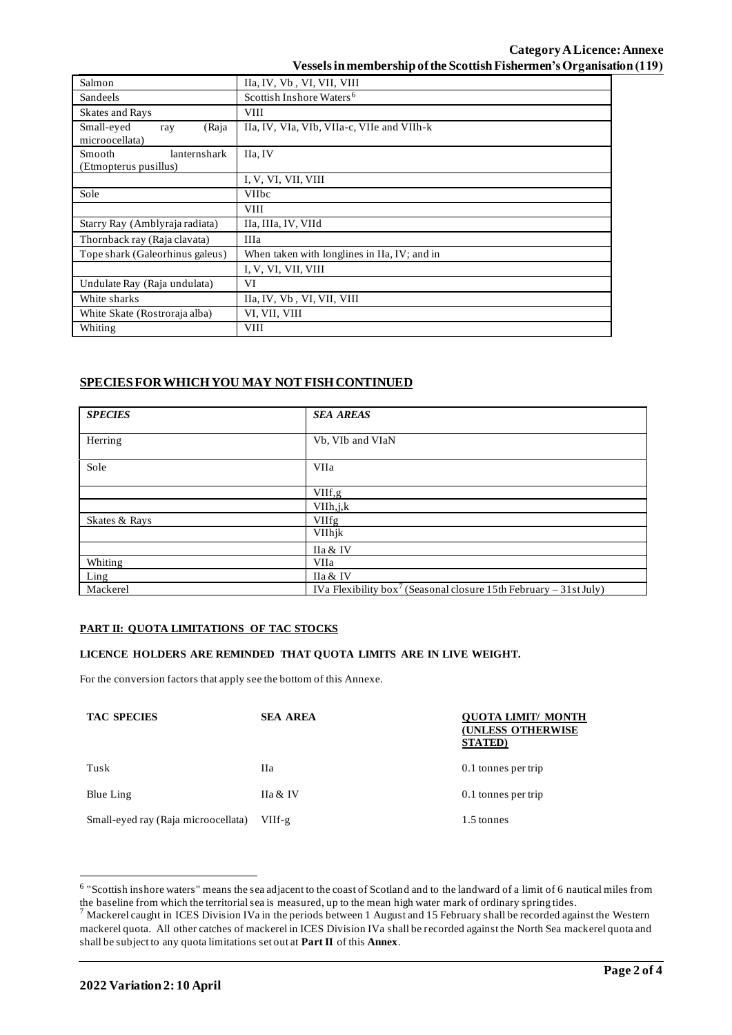| | |
|---|---|
| Salmon | IIa, IV, Vb , VI, VII, VIII |
| Sandeels | Scottish Inshore Waters[6] |
| Skates and Rays | VIII |
| Small-eyed ray (Raja microocellata) | IIa, IV, VIa, VIb, VIIa-c, VIIe and VIIh-k |
| Smooth lanternshark (Etmopterus pusillus) | IIa, IV |
| | I, V, VI, VII, VIII |
| Sole | VIIbc |
| | VIII |
| Starry Ray (Amblyraja radiata) | IIa, IIIa, IV, VIId |
| Thornback ray (Raja clavata) | IIIa |
| Tope shark (Galeorhinus galeus) | When taken with longlines in IIa, IV; and in |
| | I, V, VI, VII, VIII |
| Undulate Ray (Raja undulata) | VI |
| White sharks | IIa, IV, Vb , VI, VII, VIII |
| White Skate (Rostroraja alba) | VI, VII, VIII |
| Whiting | VIII |

## SPECIES FOR WHICH YOU MAY NOT FISH CONTINUED

| *SPECIES* | *SEA AREAS* |
|---|---|
| Herring | Vb, VIb and VIaN |
| Sole | VIIa |
| | VIIf,g |
| | VIIh,j,k |
| Skates & Rays | VIIfg |
| | VIIhjk |
| | IIa & IV |
| Whiting | VIIa |
| Ling | IIa & IV |
| Mackerel | IVa Flexibility box[7] (Seasonal closure 15th February – 31st July) |

#### PART II: QUOTA LIMITATIONS OF TAC STOCKS

#### LICENCE HOLDERS ARE REMINDED THAT QUOTA LIMITS ARE IN LIVE WEIGHT.

For the conversion factors that apply see the bottom of this Annexe.

| TAC SPECIES | SEA AREA | QUOTA LIMIT/ MONTH (UNLESS OTHERWISE STATED) |
|---|---|---|
| Tusk | IIa | 0.1 tonnes per trip |
| Blue Ling | IIa & IV | 0.1 tonnes per trip |
| Small-eyed ray (Raja microocellata) | VIIf-g | 1.5 tonnes |

[6] "Scottish inshore waters" means the sea adjacent to the coast of Scotland and to the landward of a limit of 6 nautical miles from the baseline from which the territorial sea is measured, up to the mean high water mark of ordinary spring tides.

[7] Mackerel caught in ICES Division IVa in the periods between 1 August and 15 February shall be recorded against the Western mackerel quota. All other catches of mackerel in ICES Division IVa shall be recorded against the North Sea mackerel quota and shall be subject to any quota limitations set out at **Part II** of this **Annex**.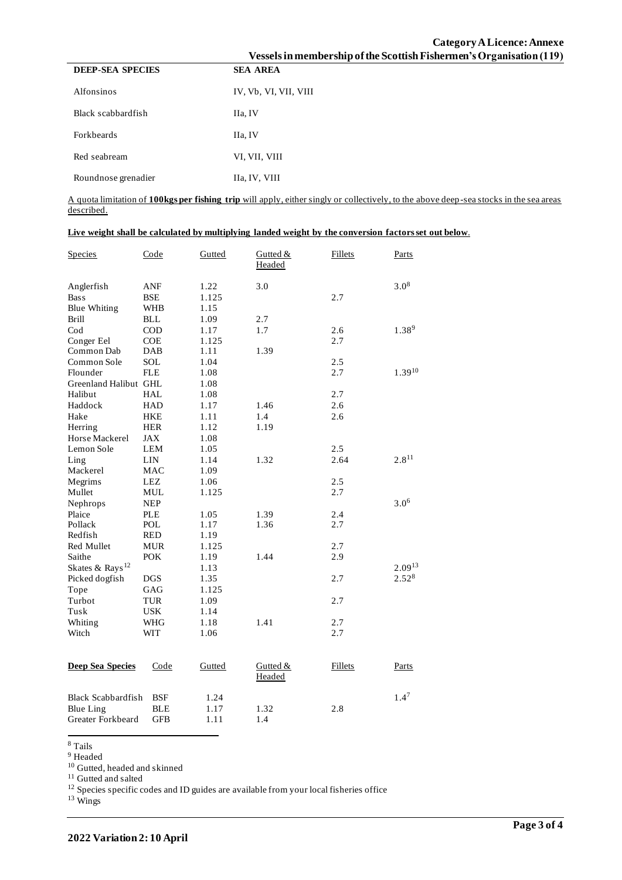**Category A Licence: Annexe**
**Vessels in membership of the Scottish Fishermen's Organisation (119)**

| DEEP-SEA SPECIES | SEA AREA |
|---|---|
| Alfonsinos | IV, Vb, VI, VII, VIII |
| Black scabbardfish | IIa, IV |
| Forkbeards | IIa, IV |
| Red seabream | VI, VII, VIII |
| Roundnose grenadier | IIa, IV, VIII |

A quota limitation of **100kgs per fishing trip** will apply, either singly or collectively, to the above deep-sea stocks in the sea areas described.

**Live weight shall be calculated by multiplying landed weight by the conversion factors set out below.**

| Species | Code | Gutted | Gutted & Headed | Fillets | Parts |
|---|---|---|---|---|---|
| Anglerfish | ANF | 1.22 | 3.0 | | 3.0[8] |
| Bass | BSE | 1.125 | | 2.7 | |
| Blue Whiting | WHB | 1.15 | | | |
| Brill | BLL | 1.09 | 2.7 | | |
| Cod | COD | 1.17 | 1.7 | 2.6 | 1.38[9] |
| Conger Eel | COE | 1.125 | | 2.7 | |
| Common Dab | DAB | 1.11 | 1.39 | | |
| Common Sole | SOL | 1.04 | | 2.5 | |
| Flounder | FLE | 1.08 | | 2.7 | 1.39[10] |
| Greenland Halibut | GHL | 1.08 | | | |
| Halibut | HAL | 1.08 | | 2.7 | |
| Haddock | HAD | 1.17 | 1.46 | 2.6 | |
| Hake | HKE | 1.11 | 1.4 | 2.6 | |
| Herring | HER | 1.12 | 1.19 | | |
| Horse Mackerel | JAX | 1.08 | | | |
| Lemon Sole | LEM | 1.05 | | 2.5 | |
| Ling | LIN | 1.14 | 1.32 | 2.64 | 2.8[11] |
| Mackerel | MAC | 1.09 | | | |
| Megrims | LEZ | 1.06 | | 2.5 | |
| Mullet | MUL | 1.125 | | 2.7 | |
| Nephrops | NEP | | | | 3.0[6] |
| Plaice | PLE | 1.05 | 1.39 | 2.4 | |
| Pollack | POL | 1.17 | 1.36 | 2.7 | |
| Redfish | RED | 1.19 | | | |
| Red Mullet | MUR | 1.125 | | 2.7 | |
| Saithe | POK | 1.19 | 1.44 | 2.9 | |
| Skates & Rays[12] | | 1.13 | | | 2.09[13] |
| Picked dogfish | DGS | 1.35 | | 2.7 | 2.52[8] |
| Tope | GAG | 1.125 | | | |
| Turbot | TUR | 1.09 | | 2.7 | |
| Tusk | USK | 1.14 | | | |
| Whiting | WHG | 1.18 | 1.41 | 2.7 | |
| Witch | WIT | 1.06 | | 2.7 | |

| Deep Sea Species | Code | Gutted | Gutted & Headed | Fillets | Parts |
|---|---|---|---|---|---|
| Black Scabbardfish | BSF | 1.24 | | | 1.4[7] |
| Blue Ling | BLE | 1.17 | 1.32 | 2.8 | |
| Greater Forkbeard | GFB | 1.11 | 1.4 | | |

[8] Tails
[9] Headed
[10] Gutted, headed and skinned
[11] Gutted and salted
[12] Species specific codes and ID guides are available from your local fisheries office
[13] Wings

**2022 Variation 2: 10 April**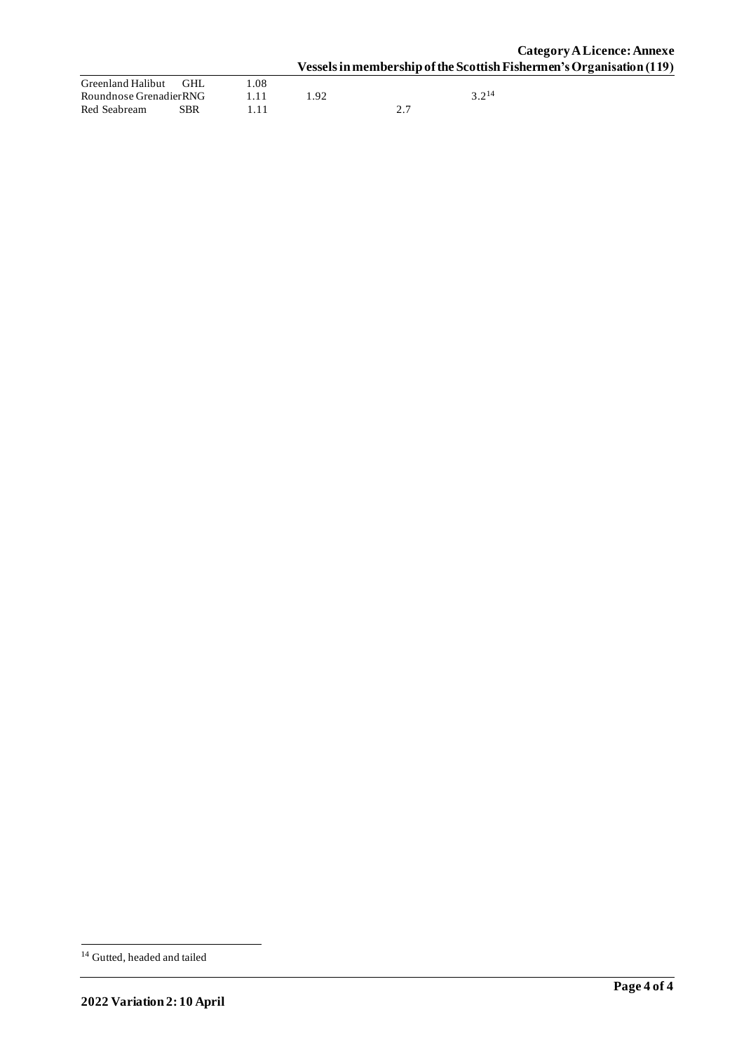| | | | | | |
|---|---|---|---|---|---|
| Greenland Halibut | GHL | 1.08 | | | |
| Roundnose Grenadier | RNG | 1.11 | 1.92 | | 3.2[14] |
| Red Seabream | SBR | 1.11 | | 2.7 | |

[14] Gutted, headed and tailed